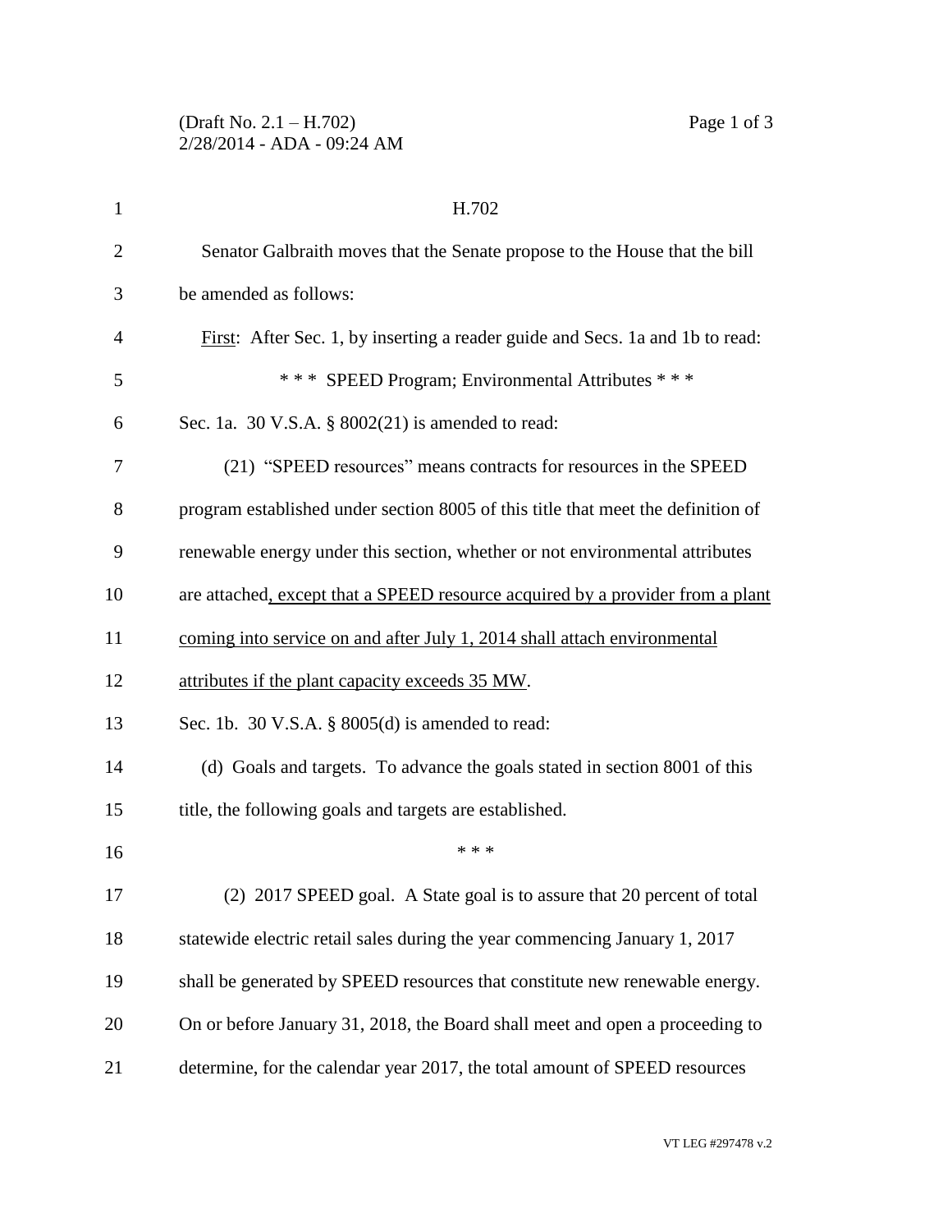H.702

Senator Galbraith moves that the Senate propose to the House that the bill be amended as follows:

First: After Sec. 1, by inserting a reader guide and Secs. 1a and 1b to read:

\* \* \* SPEED Program; Environmental Attributes \* \* \*

Sec. 1a. 30 V.S.A. § 8002(21) is amended to read:

(21) "SPEED resources" means contracts for resources in the SPEED program established under section 8005 of this title that meet the definition of renewable energy under this section, whether or not environmental attributes are attached, except that a SPEED resource acquired by a provider from a plant coming into service on and after July 1, 2014 shall attach environmental attributes if the plant capacity exceeds 35 MW.

Sec. 1b. 30 V.S.A. § 8005(d) is amended to read:

(d) Goals and targets. To advance the goals stated in section 8001 of this title, the following goals and targets are established.

\* \* \*

(2) 2017 SPEED goal. A State goal is to assure that 20 percent of total statewide electric retail sales during the year commencing January 1, 2017 shall be generated by SPEED resources that constitute new renewable energy. On or before January 31, 2018, the Board shall meet and open a proceeding to determine, for the calendar year 2017, the total amount of SPEED resources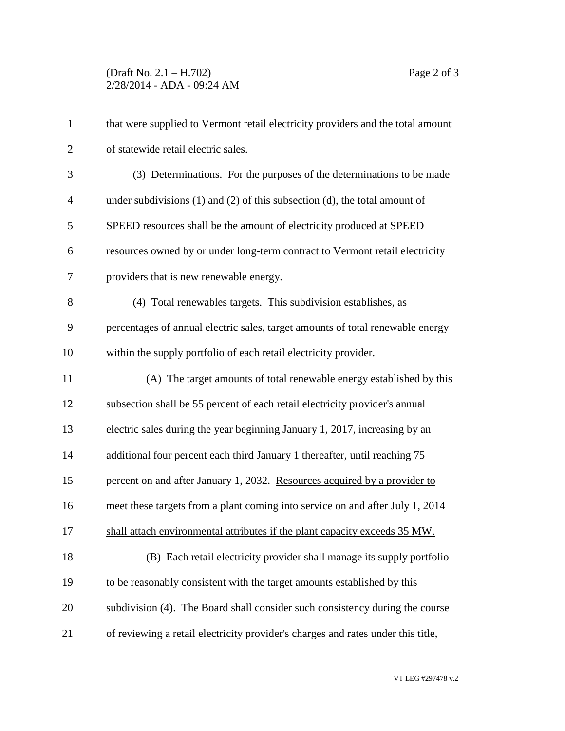that were supplied to Vermont retail electricity providers and the total amount of statewide retail electric sales.

(3) Determinations. For the purposes of the determinations to be made under subdivisions (1) and (2) of this subsection (d), the total amount of SPEED resources shall be the amount of electricity produced at SPEED resources owned by or under long-term contract to Vermont retail electricity providers that is new renewable energy.

(4) Total renewables targets. This subdivision establishes, as percentages of annual electric sales, target amounts of total renewable energy within the supply portfolio of each retail electricity provider.

(A) The target amounts of total renewable energy established by this subsection shall be 55 percent of each retail electricity provider's annual electric sales during the year beginning January 1, 2017, increasing by an additional four percent each third January 1 thereafter, until reaching 75 percent on and after January 1, 2032. <u>Resources acquired by a provider to meet these targets from a plant coming into service on and after July 1, 2014 shall attach environmental attributes if the plant capacity exceeds 35 MW.</u>

(B) Each retail electricity provider shall manage its supply portfolio to be reasonably consistent with the target amounts established by this subdivision (4). The Board shall consider such consistency during the course of reviewing a retail electricity provider's charges and rates under this title,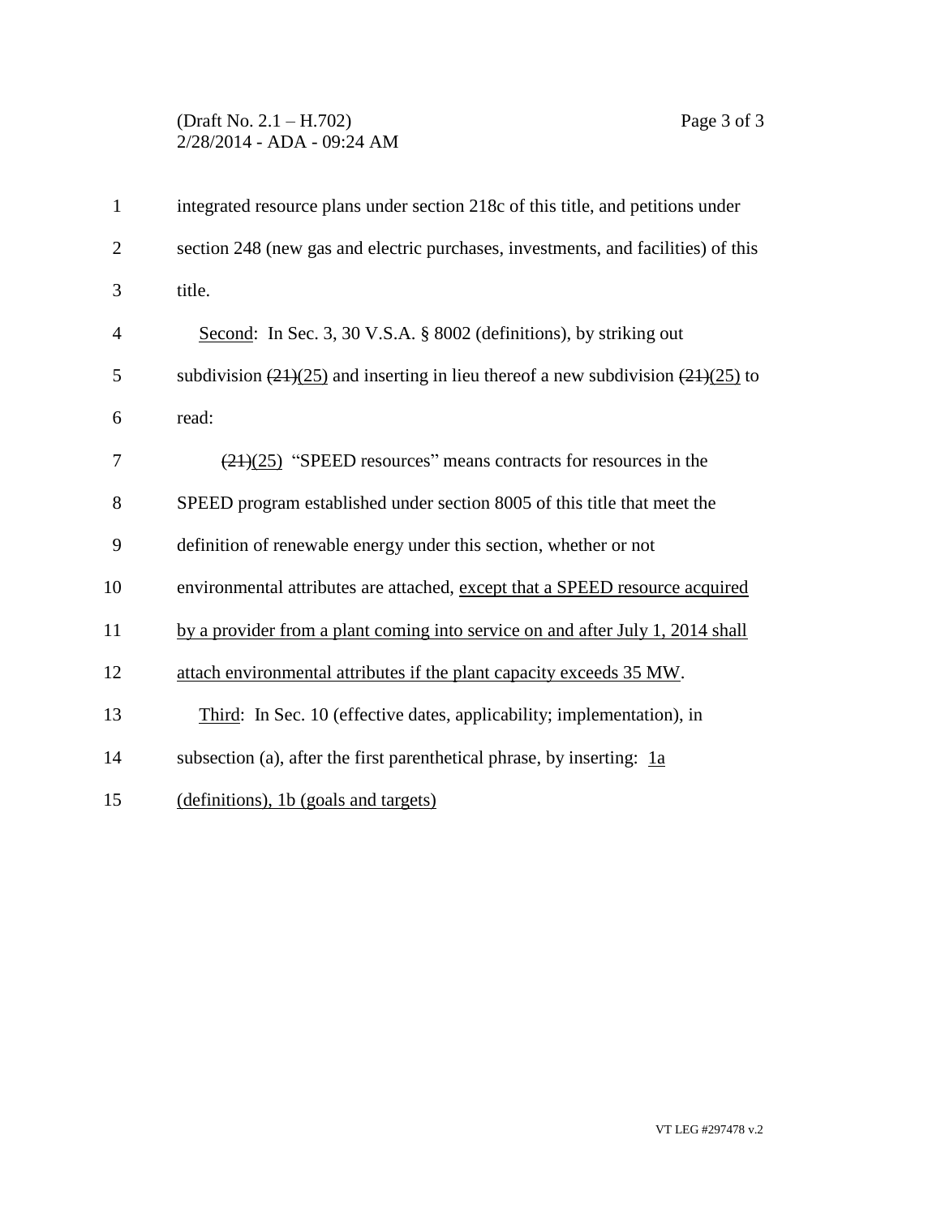integrated resource plans under section 218c of this title, and petitions under section 248 (new gas and electric purchases, investments, and facilities) of this title.

<u>Second</u>: In Sec. 3, 30 V.S.A. § 8002 (definitions), by striking out subdivision ~~(21)~~<u>(25)</u> and inserting in lieu thereof a new subdivision ~~(21)~~<u>(25)</u> to read:

~~(21)~~<u>(25)</u> "SPEED resources" means contracts for resources in the SPEED program established under section 8005 of this title that meet the definition of renewable energy under this section, whether or not environmental attributes are attached, <u>except that a SPEED resource acquired by a provider from a plant coming into service on and after July 1, 2014 shall attach environmental attributes if the plant capacity exceeds 35 MW</u>.

<u>Third</u>: In Sec. 10 (effective dates, applicability; implementation), in subsection (a), after the first parenthetical phrase, by inserting: <u>1a (definitions), 1b (goals and targets)</u>